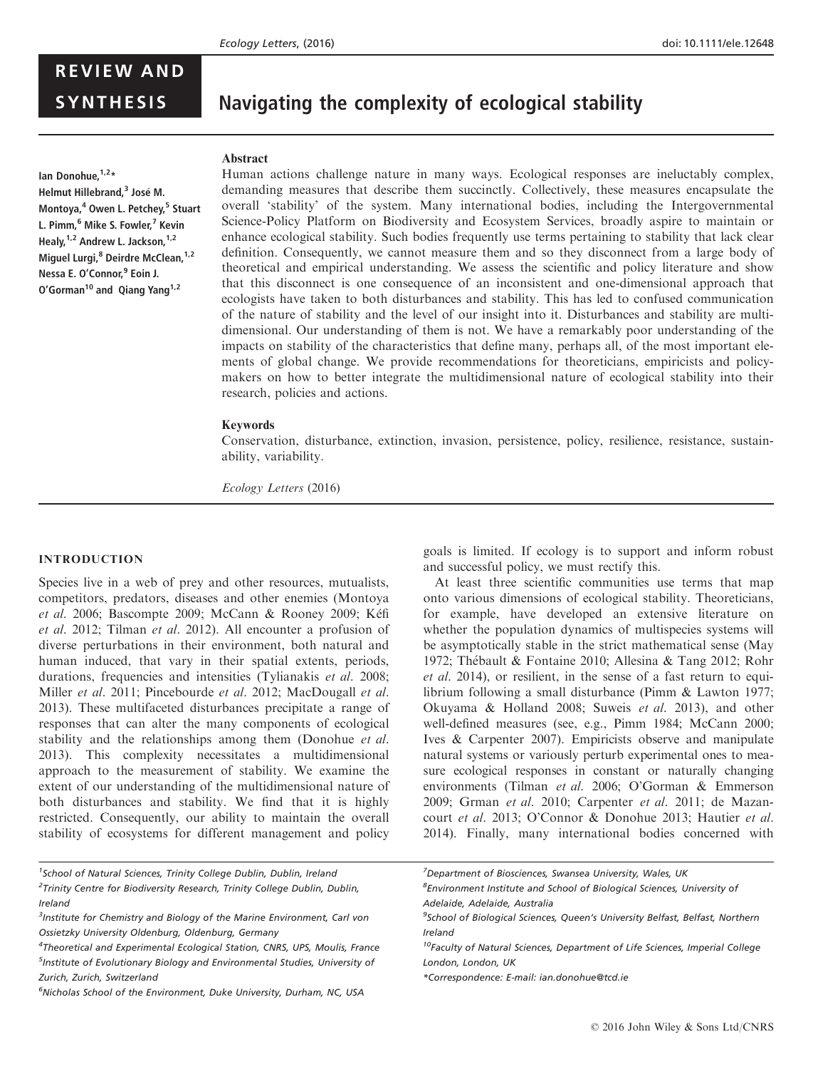REVIEW AND SYNTHESIS

# Navigating the complexity of ecological stability

Ian Donohue,[1,2]* Helmut Hillebrand,[3] José M. Montoya,[4] Owen L. Petchey,[5] Stuart L. Pimm,[6] Mike S. Fowler,[7] Kevin Healy,[1,2] Andrew L. Jackson,[1,2] Miguel Lurgi,[8] Deirdre McClean,[1,2] Nessa E. O'Connor,[9] Eoin J. O'Gorman[10] and Qiang Yang[1,2]

## Abstract

Human actions challenge nature in many ways. Ecological responses are ineluctably complex, demanding measures that describe them succinctly. Collectively, these measures encapsulate the overall 'stability' of the system. Many international bodies, including the Intergovernmental Science-Policy Platform on Biodiversity and Ecosystem Services, broadly aspire to maintain or enhance ecological stability. Such bodies frequently use terms pertaining to stability that lack clear definition. Consequently, we cannot measure them and so they disconnect from a large body of theoretical and empirical understanding. We assess the scientific and policy literature and show that this disconnect is one consequence of an inconsistent and one-dimensional approach that ecologists have taken to both disturbances and stability. This has led to confused communication of the nature of stability and the level of our insight into it. Disturbances and stability are multidimensional. Our understanding of them is not. We have a remarkably poor understanding of the impacts on stability of the characteristics that define many, perhaps all, of the most important elements of global change. We provide recommendations for theoreticians, empiricists and policymakers on how to better integrate the multidimensional nature of ecological stability into their research, policies and actions.

### Keywords

Conservation, disturbance, extinction, invasion, persistence, policy, resilience, resistance, sustainability, variability.

*Ecology Letters* (2016)

## INTRODUCTION

Species live in a web of prey and other resources, mutualists, competitors, predators, diseases and other enemies (Montoya *et al.* 2006; Bascompte 2009; McCann & Rooney 2009; Kéfi *et al.* 2012; Tilman *et al.* 2012). All encounter a profusion of diverse perturbations in their environment, both natural and human induced, that vary in their spatial extents, periods, durations, frequencies and intensities (Tylianakis *et al.* 2008; Miller *et al.* 2011; Pincebourde *et al.* 2012; MacDougall *et al.* 2013). These multifaceted disturbances precipitate a range of responses that can alter the many components of ecological stability and the relationships among them (Donohue *et al.* 2013). This complexity necessitates a multidimensional approach to the measurement of stability. We examine the extent of our understanding of the multidimensional nature of both disturbances and stability. We find that it is highly restricted. Consequently, our ability to maintain the overall stability of ecosystems for different management and policy goals is limited. If ecology is to support and inform robust and successful policy, we must rectify this.

At least three scientific communities use terms that map onto various dimensions of ecological stability. Theoreticians, for example, have developed an extensive literature on whether the population dynamics of multispecies systems will be asymptotically stable in the strict mathematical sense (May 1972; Thébault & Fontaine 2010; Allesina & Tang 2012; Rohr *et al.* 2014), or resilient, in the sense of a fast return to equilibrium following a small disturbance (Pimm & Lawton 1977; Okuyama & Holland 2008; Suweis *et al.* 2013), and other well-defined measures (see, e.g., Pimm 1984; McCann 2000; Ives & Carpenter 2007). Empiricists observe and manipulate natural systems or variously perturb experimental ones to measure ecological responses in constant or naturally changing environments (Tilman *et al.* 2006; O'Gorman & Emmerson 2009; Grman *et al.* 2010; Carpenter *et al.* 2011; de Mazancourt *et al.* 2013; O'Connor & Donohue 2013; Hautier *et al.* 2014). Finally, many international bodies concerned with

[1]School of Natural Sciences, Trinity College Dublin, Dublin, Ireland
[2]Trinity Centre for Biodiversity Research, Trinity College Dublin, Dublin, Ireland
[3]Institute for Chemistry and Biology of the Marine Environment, Carl von Ossietzky University Oldenburg, Oldenburg, Germany
[4]Theoretical and Experimental Ecological Station, CNRS, UPS, Moulis, France
[5]Institute of Evolutionary Biology and Environmental Studies, University of Zurich, Zurich, Switzerland
[6]Nicholas School of the Environment, Duke University, Durham, NC, USA
[7]Department of Biosciences, Swansea University, Wales, UK
[8]Environment Institute and School of Biological Sciences, University of Adelaide, Adelaide, Australia
[9]School of Biological Sciences, Queen's University Belfast, Belfast, Northern Ireland
[10]Faculty of Natural Sciences, Department of Life Sciences, Imperial College London, London, UK
*Correspondence: E-mail: ian.donohue@tcd.ie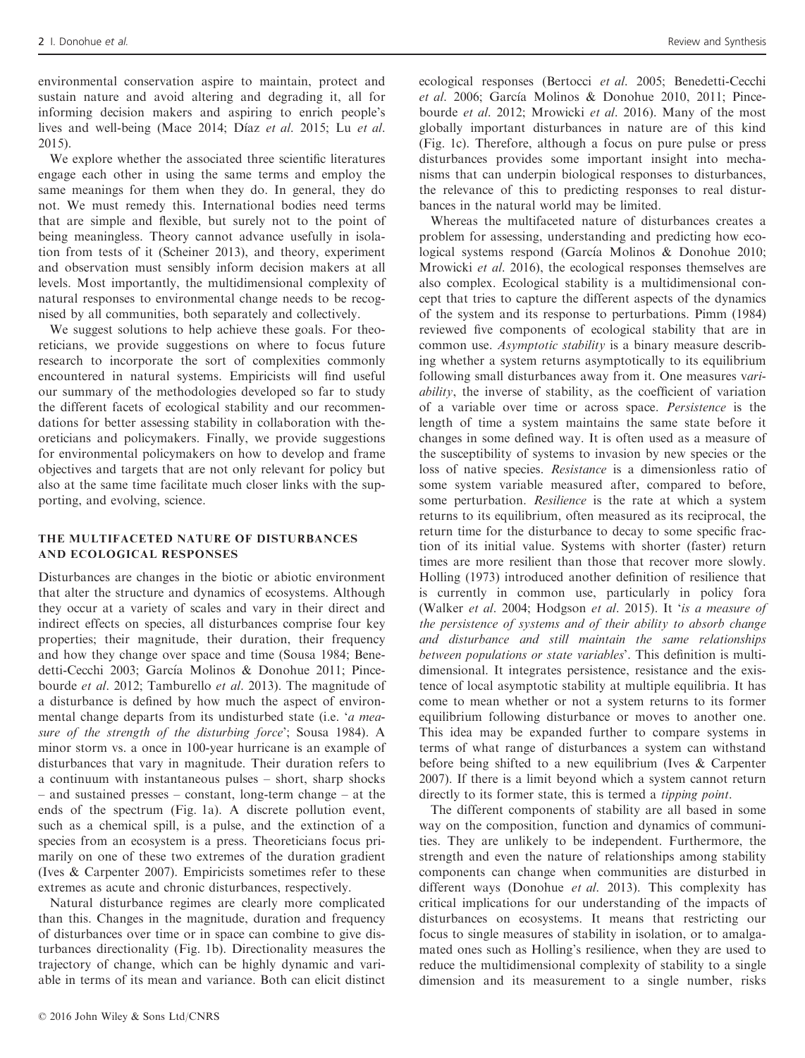environmental conservation aspire to maintain, protect and sustain nature and avoid altering and degrading it, all for informing decision makers and aspiring to enrich people's lives and well-being (Mace 2014; Díaz *et al.* 2015; Lu *et al.* 2015).

We explore whether the associated three scientific literatures engage each other in using the same terms and employ the same meanings for them when they do. In general, they do not. We must remedy this. International bodies need terms that are simple and flexible, but surely not to the point of being meaningless. Theory cannot advance usefully in isolation from tests of it (Scheiner 2013), and theory, experiment and observation must sensibly inform decision makers at all levels. Most importantly, the multidimensional complexity of natural responses to environmental change needs to be recognised by all communities, both separately and collectively.

We suggest solutions to help achieve these goals. For theoreticians, we provide suggestions on where to focus future research to incorporate the sort of complexities commonly encountered in natural systems. Empiricists will find useful our summary of the methodologies developed so far to study the different facets of ecological stability and our recommendations for better assessing stability in collaboration with theoreticians and policymakers. Finally, we provide suggestions for environmental policymakers on how to develop and frame objectives and targets that are not only relevant for policy but also at the same time facilitate much closer links with the supporting, and evolving, science.

## THE MULTIFACETED NATURE OF DISTURBANCES AND ECOLOGICAL RESPONSES

Disturbances are changes in the biotic or abiotic environment that alter the structure and dynamics of ecosystems. Although they occur at a variety of scales and vary in their direct and indirect effects on species, all disturbances comprise four key properties; their magnitude, their duration, their frequency and how they change over space and time (Sousa 1984; Benedetti-Cecchi 2003; García Molinos & Donohue 2011; Pincebourde *et al.* 2012; Tamburello *et al.* 2013). The magnitude of a disturbance is defined by how much the aspect of environmental change departs from its undisturbed state (i.e. '*a measure of the strength of the disturbing force*'; Sousa 1984). A minor storm vs. a once in 100-year hurricane is an example of disturbances that vary in magnitude. Their duration refers to a continuum with instantaneous pulses – short, sharp shocks – and sustained presses – constant, long-term change – at the ends of the spectrum (Fig. 1a). A discrete pollution event, such as a chemical spill, is a pulse, and the extinction of a species from an ecosystem is a press. Theoreticians focus primarily on one of these two extremes of the duration gradient (Ives & Carpenter 2007). Empiricists sometimes refer to these extremes as acute and chronic disturbances, respectively.

Natural disturbance regimes are clearly more complicated than this. Changes in the magnitude, duration and frequency of disturbances over time or in space can combine to give disturbances directionality (Fig. 1b). Directionality measures the trajectory of change, which can be highly dynamic and variable in terms of its mean and variance. Both can elicit distinct ecological responses (Bertocci *et al.* 2005; Benedetti-Cecchi *et al.* 2006; García Molinos & Donohue 2010, 2011; Pincebourde *et al.* 2012; Mrowicki *et al.* 2016). Many of the most globally important disturbances in nature are of this kind (Fig. 1c). Therefore, although a focus on pure pulse or press disturbances provides some important insight into mechanisms that can underpin biological responses to disturbances, the relevance of this to predicting responses to real disturbances in the natural world may be limited.

Whereas the multifaceted nature of disturbances creates a problem for assessing, understanding and predicting how ecological systems respond (García Molinos & Donohue 2010; Mrowicki *et al.* 2016), the ecological responses themselves are also complex. Ecological stability is a multidimensional concept that tries to capture the different aspects of the dynamics of the system and its response to perturbations. Pimm (1984) reviewed five components of ecological stability that are in common use. *Asymptotic stability* is a binary measure describing whether a system returns asymptotically to its equilibrium following small disturbances away from it. One measures v*ariability*, the inverse of stability, as the coefficient of variation of a variable over time or across space. *Persistence* is the length of time a system maintains the same state before it changes in some defined way. It is often used as a measure of the susceptibility of systems to invasion by new species or the loss of native species. *Resistance* is a dimensionless ratio of some system variable measured after, compared to before, some perturbation. *Resilience* is the rate at which a system returns to its equilibrium, often measured as its reciprocal, the return time for the disturbance to decay to some specific fraction of its initial value. Systems with shorter (faster) return times are more resilient than those that recover more slowly. Holling (1973) introduced another definition of resilience that is currently in common use, particularly in policy fora (Walker *et al.* 2004; Hodgson *et al.* 2015). It '*is a measure of the persistence of systems and of their ability to absorb change and disturbance and still maintain the same relationships between populations or state variables*'. This definition is multidimensional. It integrates persistence, resistance and the existence of local asymptotic stability at multiple equilibria. It has come to mean whether or not a system returns to its former equilibrium following disturbance or moves to another one. This idea may be expanded further to compare systems in terms of what range of disturbances a system can withstand before being shifted to a new equilibrium (Ives & Carpenter 2007). If there is a limit beyond which a system cannot return directly to its former state, this is termed a *tipping point*.

The different components of stability are all based in some way on the composition, function and dynamics of communities. They are unlikely to be independent. Furthermore, the strength and even the nature of relationships among stability components can change when communities are disturbed in different ways (Donohue *et al.* 2013). This complexity has critical implications for our understanding of the impacts of disturbances on ecosystems. It means that restricting our focus to single measures of stability in isolation, or to amalgamated ones such as Holling's resilience, when they are used to reduce the multidimensional complexity of stability to a single dimension and its measurement to a single number, risks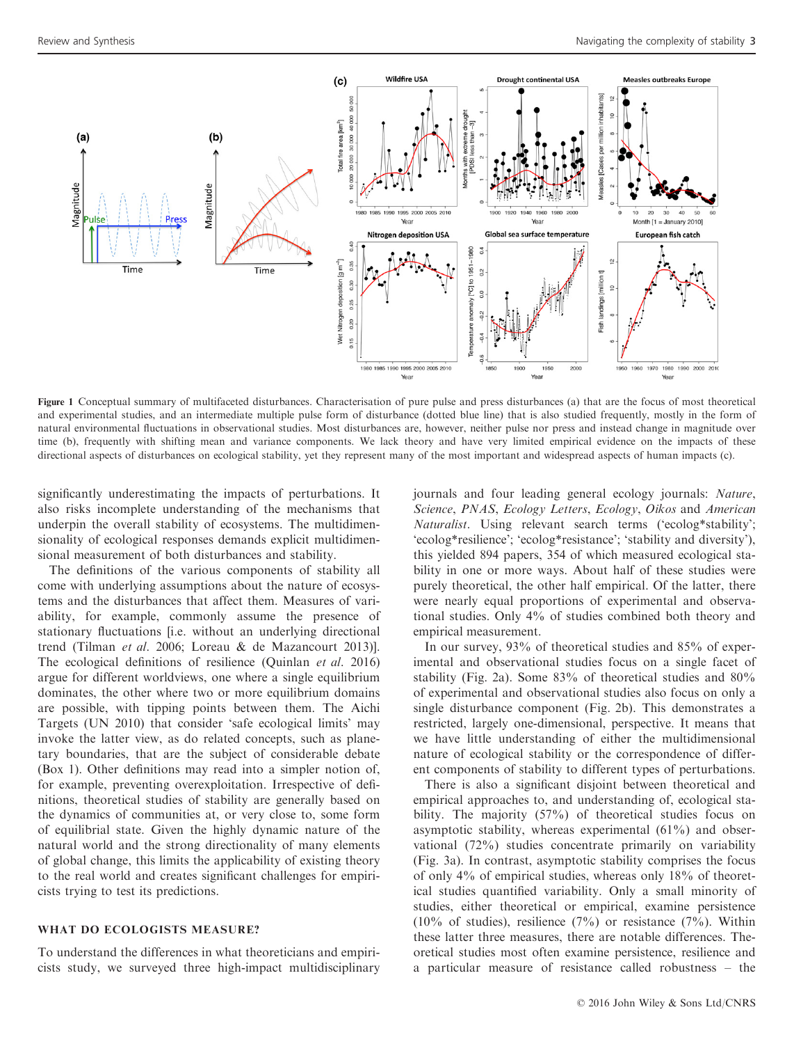(a)

Magnitude

Pulse

Press

Time

(b)

Magnitude

Time

(c)

Wildfire USA

Total fire area [km²]

Year

Drought continental USA

Months with extreme drought [PDSI less than −3]

Year

Measles outbreaks Europe

Measles [Cases per million inhabitants]

Month [1 = January 2010]

Nitrogen deposition USA

Wet Nitrogen deposition [g m⁻²]

Year

Global sea surface temperature

Temperature anomaly [°C] to 1951–1980

Year

European fish catch

Fish landings [million t]

Year

**Figure 1** Conceptual summary of multifaceted disturbances. Characterisation of pure pulse and press disturbances (a) that are the focus of most theoretical and experimental studies, and an intermediate multiple pulse form of disturbance (dotted blue line) that is also studied frequently, mostly in the form of natural environmental fluctuations in observational studies. Most disturbances are, however, neither pulse nor press and instead change in magnitude over time (b), frequently with shifting mean and variance components. We lack theory and have very limited empirical evidence on the impacts of these directional aspects of disturbances on ecological stability, yet they represent many of the most important and widespread aspects of human impacts (c).

significantly underestimating the impacts of perturbations. It also risks incomplete understanding of the mechanisms that underpin the overall stability of ecosystems. The multidimensionality of ecological responses demands explicit multidimensional measurement of both disturbances and stability.

The definitions of the various components of stability all come with underlying assumptions about the nature of ecosystems and the disturbances that affect them. Measures of variability, for example, commonly assume the presence of stationary fluctuations [i.e. without an underlying directional trend (Tilman *et al.* 2006; Loreau & de Mazancourt 2013)]. The ecological definitions of resilience (Quinlan *et al.* 2016) argue for different worldviews, one where a single equilibrium dominates, the other where two or more equilibrium domains are possible, with tipping points between them. The Aichi Targets (UN 2010) that consider 'safe ecological limits' may invoke the latter view, as do related concepts, such as planetary boundaries, that are the subject of considerable debate (Box 1). Other definitions may read into a simpler notion of, for example, preventing overexploitation. Irrespective of definitions, theoretical studies of stability are generally based on the dynamics of communities at, or very close to, some form of equilibrial state. Given the highly dynamic nature of the natural world and the strong directionality of many elements of global change, this limits the applicability of existing theory to the real world and creates significant challenges for empiricists trying to test its predictions.

## WHAT DO ECOLOGISTS MEASURE?

To understand the differences in what theoreticians and empiricists study, we surveyed three high-impact multidisciplinary journals and four leading general ecology journals: *Nature*, *Science*, *PNAS*, *Ecology Letters*, *Ecology*, *Oikos* and *American Naturalist*. Using relevant search terms ('ecolog*stability'; 'ecolog*resilience'; 'ecolog*resistance'; 'stability and diversity'), this yielded 894 papers, 354 of which measured ecological stability in one or more ways. About half of these studies were purely theoretical, the other half empirical. Of the latter, there were nearly equal proportions of experimental and observational studies. Only 4% of studies combined both theory and empirical measurement.

In our survey, 93% of theoretical studies and 85% of experimental and observational studies focus on a single facet of stability (Fig. 2a). Some 83% of theoretical studies and 80% of experimental and observational studies also focus on only a single disturbance component (Fig. 2b). This demonstrates a restricted, largely one-dimensional, perspective. It means that we have little understanding of either the multidimensional nature of ecological stability or the correspondence of different components of stability to different types of perturbations.

There is also a significant disjoint between theoretical and empirical approaches to, and understanding of, ecological stability. The majority (57%) of theoretical studies focus on asymptotic stability, whereas experimental (61%) and observational (72%) studies concentrate primarily on variability (Fig. 3a). In contrast, asymptotic stability comprises the focus of only 4% of empirical studies, whereas only 18% of theoretical studies quantified variability. Only a small minority of studies, either theoretical or empirical, examine persistence (10% of studies), resilience (7%) or resistance (7%). Within these latter three measures, there are notable differences. Theoretical studies most often examine persistence, resilience and a particular measure of resistance called robustness – the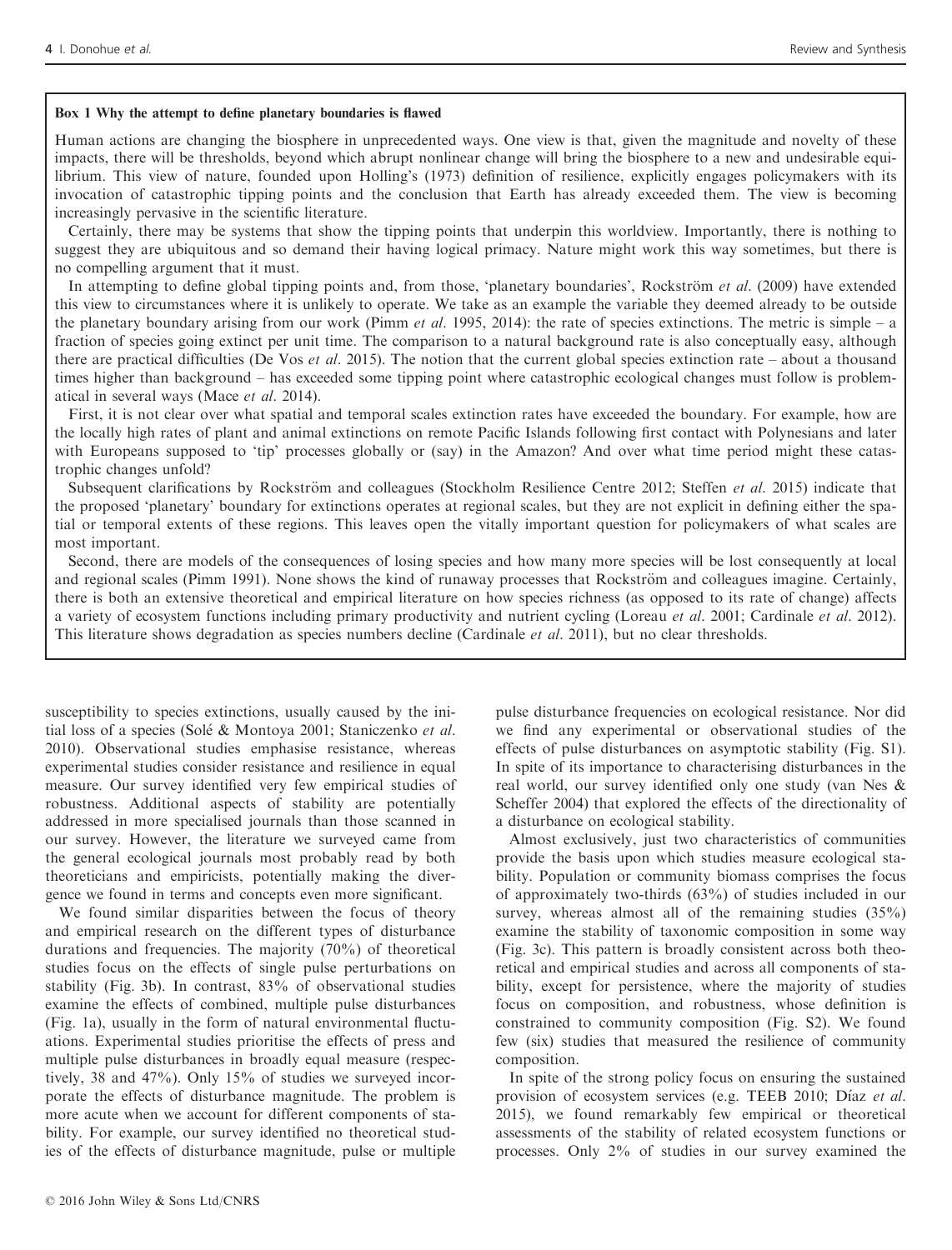**Box 1 Why the attempt to define planetary boundaries is flawed**

Human actions are changing the biosphere in unprecedented ways. One view is that, given the magnitude and novelty of these impacts, there will be thresholds, beyond which abrupt nonlinear change will bring the biosphere to a new and undesirable equilibrium. This view of nature, founded upon Holling's (1973) definition of resilience, explicitly engages policymakers with its invocation of catastrophic tipping points and the conclusion that Earth has already exceeded them. The view is becoming increasingly pervasive in the scientific literature.

Certainly, there may be systems that show the tipping points that underpin this worldview. Importantly, there is nothing to suggest they are ubiquitous and so demand their having logical primacy. Nature might work this way sometimes, but there is no compelling argument that it must.

In attempting to define global tipping points and, from those, 'planetary boundaries', Rockström *et al.* (2009) have extended this view to circumstances where it is unlikely to operate. We take as an example the variable they deemed already to be outside the planetary boundary arising from our work (Pimm *et al.* 1995, 2014): the rate of species extinctions. The metric is simple – a fraction of species going extinct per unit time. The comparison to a natural background rate is also conceptually easy, although there are practical difficulties (De Vos *et al.* 2015). The notion that the current global species extinction rate – about a thousand times higher than background – has exceeded some tipping point where catastrophic ecological changes must follow is problematical in several ways (Mace *et al.* 2014).

First, it is not clear over what spatial and temporal scales extinction rates have exceeded the boundary. For example, how are the locally high rates of plant and animal extinctions on remote Pacific Islands following first contact with Polynesians and later with Europeans supposed to 'tip' processes globally or (say) in the Amazon? And over what time period might these catastrophic changes unfold?

Subsequent clarifications by Rockström and colleagues (Stockholm Resilience Centre 2012; Steffen *et al.* 2015) indicate that the proposed 'planetary' boundary for extinctions operates at regional scales, but they are not explicit in defining either the spatial or temporal extents of these regions. This leaves open the vitally important question for policymakers of what scales are most important.

Second, there are models of the consequences of losing species and how many more species will be lost consequently at local and regional scales (Pimm 1991). None shows the kind of runaway processes that Rockström and colleagues imagine. Certainly, there is both an extensive theoretical and empirical literature on how species richness (as opposed to its rate of change) affects a variety of ecosystem functions including primary productivity and nutrient cycling (Loreau *et al.* 2001; Cardinale *et al.* 2012). This literature shows degradation as species numbers decline (Cardinale *et al.* 2011), but no clear thresholds.

susceptibility to species extinctions, usually caused by the initial loss of a species (Solé & Montoya 2001; Staniczenko *et al.* 2010). Observational studies emphasise resistance, whereas experimental studies consider resistance and resilience in equal measure. Our survey identified very few empirical studies of robustness. Additional aspects of stability are potentially addressed in more specialised journals than those scanned in our survey. However, the literature we surveyed came from the general ecological journals most probably read by both theoreticians and empiricists, potentially making the divergence we found in terms and concepts even more significant.

We found similar disparities between the focus of theory and empirical research on the different types of disturbance durations and frequencies. The majority (70%) of theoretical studies focus on the effects of single pulse perturbations on stability (Fig. 3b). In contrast, 83% of observational studies examine the effects of combined, multiple pulse disturbances (Fig. 1a), usually in the form of natural environmental fluctuations. Experimental studies prioritise the effects of press and multiple pulse disturbances in broadly equal measure (respectively, 38 and 47%). Only 15% of studies we surveyed incorporate the effects of disturbance magnitude. The problem is more acute when we account for different components of stability. For example, our survey identified no theoretical studies of the effects of disturbance magnitude, pulse or multiple pulse disturbance frequencies on ecological resistance. Nor did we find any experimental or observational studies of the effects of pulse disturbances on asymptotic stability (Fig. S1). In spite of its importance to characterising disturbances in the real world, our survey identified only one study (van Nes & Scheffer 2004) that explored the effects of the directionality of a disturbance on ecological stability.

Almost exclusively, just two characteristics of communities provide the basis upon which studies measure ecological stability. Population or community biomass comprises the focus of approximately two-thirds (63%) of studies included in our survey, whereas almost all of the remaining studies (35%) examine the stability of taxonomic composition in some way (Fig. 3c). This pattern is broadly consistent across both theoretical and empirical studies and across all components of stability, except for persistence, where the majority of studies focus on composition, and robustness, whose definition is constrained to community composition (Fig. S2). We found few (six) studies that measured the resilience of community composition.

In spite of the strong policy focus on ensuring the sustained provision of ecosystem services (e.g. TEEB 2010; Díaz *et al.* 2015), we found remarkably few empirical or theoretical assessments of the stability of related ecosystem functions or processes. Only 2% of studies in our survey examined the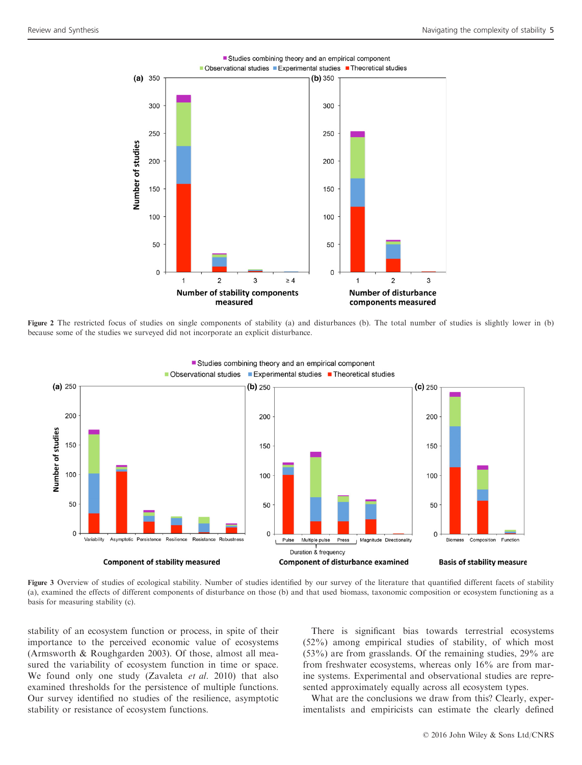Figure 2 The restricted focus of studies on single components of stability (a) and disturbances (b). The total number of studies is slightly lower in (b) because some of the studies we surveyed did not incorporate an explicit disturbance.

Figure 3 Overview of studies of ecological stability. Number of studies identified by our survey of the literature that quantified different facets of stability (a), examined the effects of different components of disturbance on those (b) and that used biomass, taxonomic composition or ecosystem functioning as a basis for measuring stability (c).

stability of an ecosystem function or process, in spite of their importance to the perceived economic value of ecosystems (Armsworth & Roughgarden 2003). Of those, almost all measured the variability of ecosystem function in time or space. We found only one study (Zavaleta *et al.* 2010) that also examined thresholds for the persistence of multiple functions. Our survey identified no studies of the resilience, asymptotic stability or resistance of ecosystem functions.

There is significant bias towards terrestrial ecosystems (52%) among empirical studies of stability, of which most (53%) are from grasslands. Of the remaining studies, 29% are from freshwater ecosystems, whereas only 16% are from marine systems. Experimental and observational studies are represented approximately equally across all ecosystem types.

What are the conclusions we draw from this? Clearly, experimentalists and empiricists can estimate the clearly defined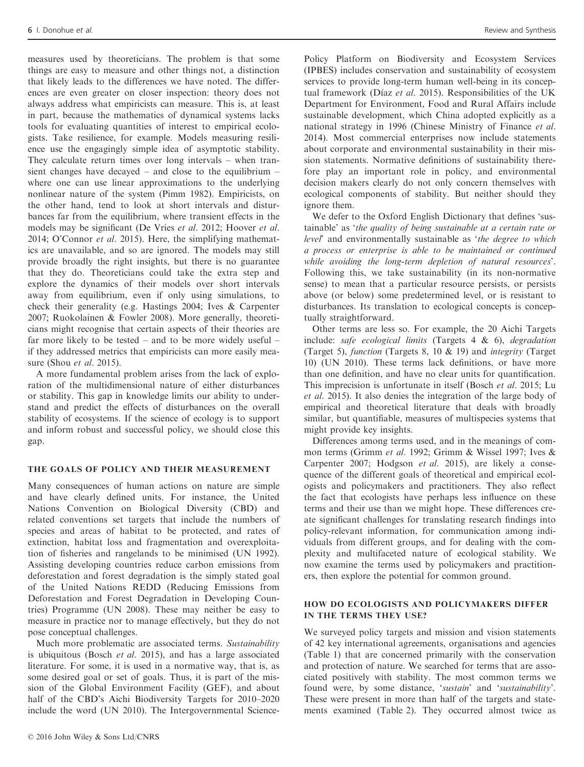measures used by theoreticians. The problem is that some things are easy to measure and other things not, a distinction that likely leads to the differences we have noted. The differences are even greater on closer inspection: theory does not always address what empiricists can measure. This is, at least in part, because the mathematics of dynamical systems lacks tools for evaluating quantities of interest to empirical ecologists. Take resilience, for example. Models measuring resilience use the engagingly simple idea of asymptotic stability. They calculate return times over long intervals – when transient changes have decayed – and close to the equilibrium – where one can use linear approximations to the underlying nonlinear nature of the system (Pimm 1982). Empiricists, on the other hand, tend to look at short intervals and disturbances far from the equilibrium, where transient effects in the models may be significant (De Vries *et al*. 2012; Hoover *et al*. 2014; O'Connor *et al*. 2015). Here, the simplifying mathematics are unavailable, and so are ignored. The models may still provide broadly the right insights, but there is no guarantee that they do. Theoreticians could take the extra step and explore the dynamics of their models over short intervals away from equilibrium, even if only using simulations, to check their generality (e.g. Hastings 2004; Ives & Carpenter 2007; Ruokolainen & Fowler 2008). More generally, theoreticians might recognise that certain aspects of their theories are far more likely to be tested – and to be more widely useful – if they addressed metrics that empiricists can more easily measure (Shou *et al*. 2015).

A more fundamental problem arises from the lack of exploration of the multidimensional nature of either disturbances or stability. This gap in knowledge limits our ability to understand and predict the effects of disturbances on the overall stability of ecosystems. If the science of ecology is to support and inform robust and successful policy, we should close this gap.

## THE GOALS OF POLICY AND THEIR MEASUREMENT

Many consequences of human actions on nature are simple and have clearly defined units. For instance, the United Nations Convention on Biological Diversity (CBD) and related conventions set targets that include the numbers of species and areas of habitat to be protected, and rates of extinction, habitat loss and fragmentation and overexploitation of fisheries and rangelands to be minimised (UN 1992). Assisting developing countries reduce carbon emissions from deforestation and forest degradation is the simply stated goal of the United Nations REDD (Reducing Emissions from Deforestation and Forest Degradation in Developing Countries) Programme (UN 2008). These may neither be easy to measure in practice nor to manage effectively, but they do not pose conceptual challenges.

Much more problematic are associated terms. *Sustainability* is ubiquitous (Bosch *et al*. 2015), and has a large associated literature. For some, it is used in a normative way, that is, as some desired goal or set of goals. Thus, it is part of the mission of the Global Environment Facility (GEF), and about half of the CBD's Aichi Biodiversity Targets for 2010–2020 include the word (UN 2010). The Intergovernmental Science-Policy Platform on Biodiversity and Ecosystem Services (IPBES) includes conservation and sustainability of ecosystem services to provide long-term human well-being in its conceptual framework (Díaz *et al*. 2015). Responsibilities of the UK Department for Environment, Food and Rural Affairs include sustainable development, which China adopted explicitly as a national strategy in 1996 (Chinese Ministry of Finance *et al*. 2014). Most commercial enterprises now include statements about corporate and environmental sustainability in their mission statements. Normative definitions of sustainability therefore play an important role in policy, and environmental decision makers clearly do not only concern themselves with ecological components of stability. But neither should they ignore them.

We defer to the Oxford English Dictionary that defines 'sustainable' as '*the quality of being sustainable at a certain rate or level*' and environmentally sustainable as '*the degree to which a process or enterprise is able to be maintained or continued while avoiding the long-term depletion of natural resources*'. Following this, we take sustainability (in its non-normative sense) to mean that a particular resource persists, or persists above (or below) some predetermined level, or is resistant to disturbances. Its translation to ecological concepts is conceptually straightforward.

Other terms are less so. For example, the 20 Aichi Targets include: *safe ecological limits* (Targets 4 & 6), *degradation* (Target 5), *function* (Targets 8, 10 & 19) and *integrity* (Target 10) (UN 2010). These terms lack definitions, or have more than one definition, and have no clear units for quantification. This imprecision is unfortunate in itself (Bosch *et al*. 2015; Lu *et al*. 2015). It also denies the integration of the large body of empirical and theoretical literature that deals with broadly similar, but quantifiable, measures of multispecies systems that might provide key insights.

Differences among terms used, and in the meanings of common terms (Grimm *et al*. 1992; Grimm & Wissel 1997; Ives & Carpenter 2007; Hodgson *et al*. 2015), are likely a consequence of the different goals of theoretical and empirical ecologists and policymakers and practitioners. They also reflect the fact that ecologists have perhaps less influence on these terms and their use than we might hope. These differences create significant challenges for translating research findings into policy-relevant information, for communication among individuals from different groups, and for dealing with the complexity and multifaceted nature of ecological stability. We now examine the terms used by policymakers and practitioners, then explore the potential for common ground.

## HOW DO ECOLOGISTS AND POLICYMAKERS DIFFER IN THE TERMS THEY USE?

We surveyed policy targets and mission and vision statements of 42 key international agreements, organisations and agencies (Table 1) that are concerned primarily with the conservation and protection of nature. We searched for terms that are associated positively with stability. The most common terms we found were, by some distance, '*sustain*' and '*sustainability*'. These were present in more than half of the targets and statements examined (Table 2). They occurred almost twice as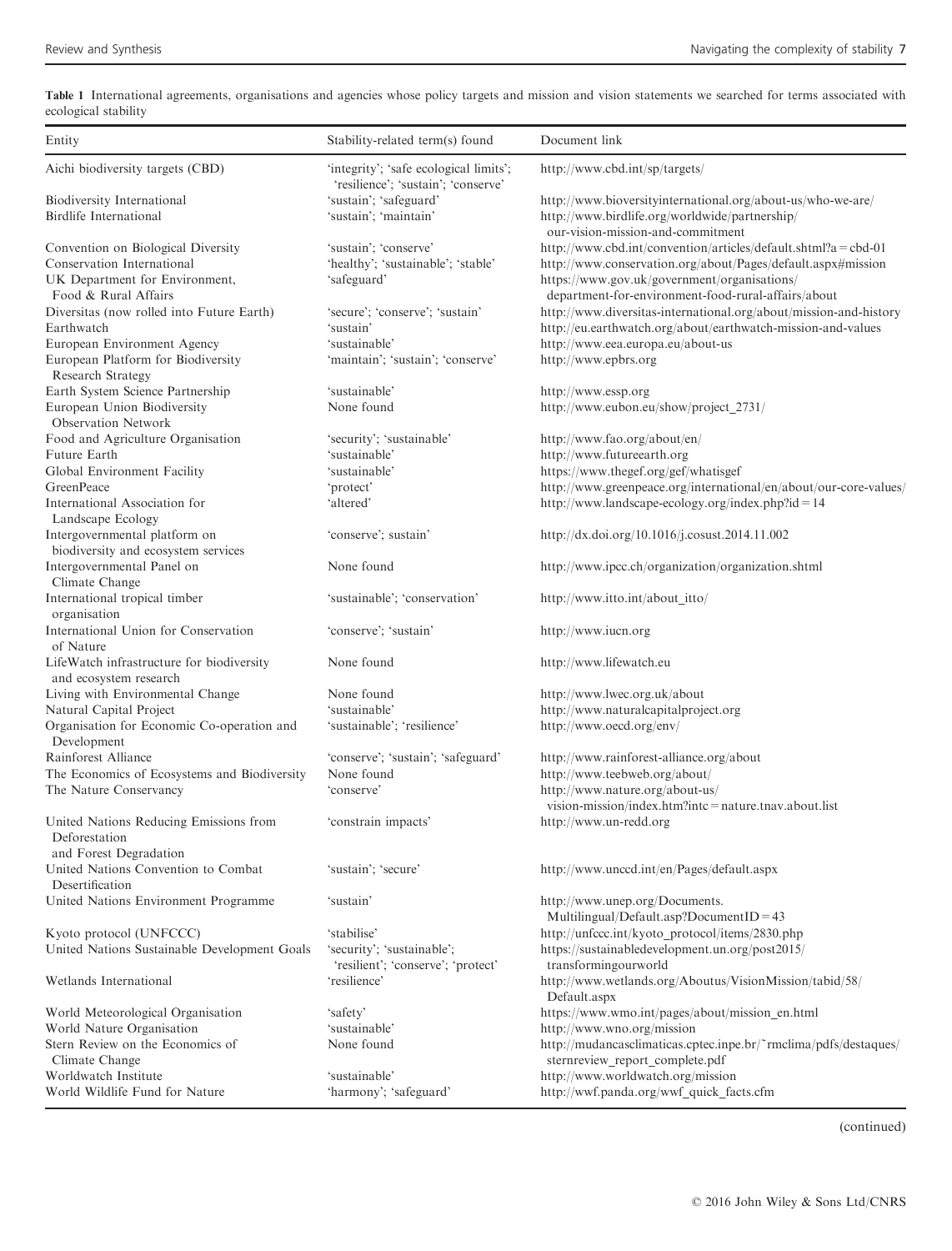Table 1 International agreements, organisations and agencies whose policy targets and mission and vision statements we searched for terms associated with ecological stability

| Entity | Stability-related term(s) found | Document link |
|---|---|---|
| Aichi biodiversity targets (CBD) | 'integrity'; 'safe ecological limits'; 'resilience'; 'sustain'; 'conserve' | http://www.cbd.int/sp/targets/ |
| Biodiversity International | 'sustain'; 'safeguard' | http://www.bioversityinternational.org/about-us/who-we-are/ |
| Birdlife International | 'sustain'; 'maintain' | http://www.birdlife.org/worldwide/partnership/our-vision-mission-and-commitment |
| Convention on Biological Diversity | 'sustain'; 'conserve' | http://www.cbd.int/convention/articles/default.shtml?a=cbd-01 |
| Conservation International | 'healthy'; 'sustainable'; 'stable' | http://www.conservation.org/about/Pages/default.aspx#mission |
| UK Department for Environment, Food & Rural Affairs | 'safeguard' | https://www.gov.uk/government/organisations/department-for-environment-food-rural-affairs/about |
| Diversitas (now rolled into Future Earth) | 'secure'; 'conserve'; 'sustain' | http://www.diversitas-international.org/about/mission-and-history |
| Earthwatch | 'sustain' | http://eu.earthwatch.org/about/earthwatch-mission-and-values |
| European Environment Agency | 'sustainable' | http://www.eea.europa.eu/about-us |
| European Platform for Biodiversity Research Strategy | 'maintain'; 'sustain'; 'conserve' | http://www.epbrs.org |
| Earth System Science Partnership | 'sustainable' | http://www.essp.org |
| European Union Biodiversity Observation Network | None found | http://www.eubon.eu/show/project_2731/ |
| Food and Agriculture Organisation | 'security'; 'sustainable' | http://www.fao.org/about/en/ |
| Future Earth | 'sustainable' | http://www.futureearth.org |
| Global Environment Facility | 'sustainable' | https://www.thegef.org/gef/whatisgef |
| GreenPeace | 'protect' | http://www.greenpeace.org/international/en/about/our-core-values/ |
| International Association for Landscape Ecology | 'altered' | http://www.landscape-ecology.org/index.php?id=14 |
| Intergovernmental platform on biodiversity and ecosystem services | 'conserve'; sustain' | http://dx.doi.org/10.1016/j.cosust.2014.11.002 |
| Intergovernmental Panel on Climate Change | None found | http://www.ipcc.ch/organization/organization.shtml |
| International tropical timber organisation | 'sustainable'; 'conservation' | http://www.itto.int/about_itto/ |
| International Union for Conservation of Nature | 'conserve'; 'sustain' | http://www.iucn.org |
| LifeWatch infrastructure for biodiversity and ecosystem research | None found | http://www.lifewatch.eu |
| Living with Environmental Change | None found | http://www.lwec.org.uk/about |
| Natural Capital Project | 'sustainable' | http://www.naturalcapitalproject.org |
| Organisation for Economic Co-operation and Development | 'sustainable'; 'resilience' | http://www.oecd.org/env/ |
| Rainforest Alliance | 'conserve'; 'sustain'; 'safeguard' | http://www.rainforest-alliance.org/about |
| The Economics of Ecosystems and Biodiversity | None found | http://www.teebweb.org/about/ |
| The Nature Conservancy | 'conserve' | http://www.nature.org/about-us/vision-mission/index.htm?intc=nature.tnav.about.list |
| United Nations Reducing Emissions from Deforestation and Forest Degradation | 'constrain impacts' | http://www.un-redd.org |
| United Nations Convention to Combat Desertification | 'sustain'; 'secure' | http://www.unccd.int/en/Pages/default.aspx |
| United Nations Environment Programme | 'sustain' | http://www.unep.org/Documents.Multilingual/Default.asp?DocumentID=43 |
| Kyoto protocol (UNFCCC) | 'stabilise' | http://unfccc.int/kyoto_protocol/items/2830.php |
| United Nations Sustainable Development Goals | 'security'; 'sustainable'; 'resilient'; 'conserve'; 'protect' | https://sustainabledevelopment.un.org/post2015/transformingourworld |
| Wetlands International | 'resilience' | http://www.wetlands.org/Aboutus/VisionMission/tabid/58/Default.aspx |
| World Meteorological Organisation | 'safety' | https://www.wmo.int/pages/about/mission_en.html |
| World Nature Organisation | 'sustainable' | http://www.wno.org/mission |
| Stern Review on the Economics of Climate Change | None found | http://mudancasclimaticas.cptec.inpe.br/~rmclima/pdfs/destaques/sternreview_report_complete.pdf |
| Worldwatch Institute | 'sustainable' | http://www.worldwatch.org/mission |
| World Wildlife Fund for Nature | 'harmony'; 'safeguard' | http://wwf.panda.org/wwf_quick_facts.cfm |

(continued)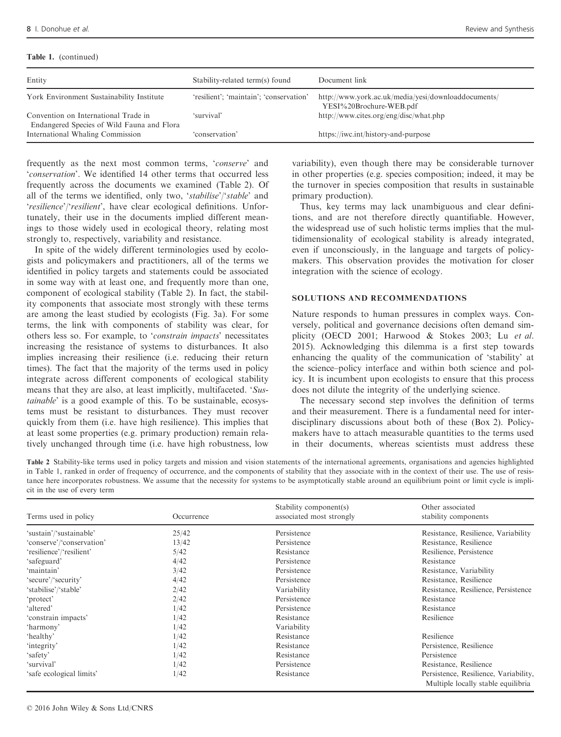**Table 1.** (continued)

| Entity | Stability-related term(s) found | Document link |
|---|---|---|
| York Environment Sustainability Institute | 'resilient'; 'maintain'; 'conservation' | http://www.york.ac.uk/media/yesi/downloaddocuments/YESI%20Brochure-WEB.pdf |
| Convention on International Trade in Endangered Species of Wild Fauna and Flora | 'survival' | http://www.cites.org/eng/disc/what.php |
| International Whaling Commission | 'conservation' | https://iwc.int/history-and-purpose |

frequently as the next most common terms, '*conserve*' and '*conservation*'. We identified 14 other terms that occurred less frequently across the documents we examined (Table 2). Of all of the terms we identified, only two, '*stabilise*'/'*stable*' and '*resilience*'/'*resilient*', have clear ecological definitions. Unfortunately, their use in the documents implied different meanings to those widely used in ecological theory, relating most strongly to, respectively, variability and resistance.

In spite of the widely different terminologies used by ecologists and policymakers and practitioners, all of the terms we identified in policy targets and statements could be associated in some way with at least one, and frequently more than one, component of ecological stability (Table 2). In fact, the stability components that associate most strongly with these terms are among the least studied by ecologists (Fig. 3a). For some terms, the link with components of stability was clear, for others less so. For example, to '*constrain impacts*' necessitates increasing the resistance of systems to disturbances. It also implies increasing their resilience (i.e. reducing their return times). The fact that the majority of the terms used in policy integrate across different components of ecological stability means that they are also, at least implicitly, multifaceted. '*Sustainable*' is a good example of this. To be sustainable, ecosystems must be resistant to disturbances. They must recover quickly from them (i.e. have high resilience). This implies that at least some properties (e.g. primary production) remain relatively unchanged through time (i.e. have high robustness, low variability), even though there may be considerable turnover in other properties (e.g. species composition; indeed, it may be the turnover in species composition that results in sustainable primary production).

Thus, key terms may lack unambiguous and clear definitions, and are not therefore directly quantifiable. However, the widespread use of such holistic terms implies that the multidimensionality of ecological stability is already integrated, even if unconsciously, in the language and targets of policymakers. This observation provides the motivation for closer integration with the science of ecology.

## SOLUTIONS AND RECOMMENDATIONS

Nature responds to human pressures in complex ways. Conversely, political and governance decisions often demand simplicity (OECD 2001; Harwood & Stokes 2003; Lu *et al.* 2015). Acknowledging this dilemma is a first step towards enhancing the quality of the communication of 'stability' at the science–policy interface and within both science and policy. It is incumbent upon ecologists to ensure that this process does not dilute the integrity of the underlying science.

The necessary second step involves the definition of terms and their measurement. There is a fundamental need for interdisciplinary discussions about both of these (Box 2). Policymakers have to attach measurable quantities to the terms used in their documents, whereas scientists must address these

**Table 2** Stability-like terms used in policy targets and mission and vision statements of the international agreements, organisations and agencies highlighted in Table 1, ranked in order of frequency of occurrence, and the components of stability that they associate with in the context of their use. The use of resistance here incorporates robustness. We assume that the necessity for systems to be asymptotically stable around an equilibrium point or limit cycle is implicit in the use of every term

| Terms used in policy | Occurrence | Stability component(s) associated most strongly | Other associated stability components |
|---|---|---|---|
| 'sustain'/'sustainable' | 25/42 | Persistence | Resistance, Resilience, Variability |
| 'conserve'/'conservation' | 13/42 | Persistence | Resistance, Resilience |
| 'resilience'/'resilient' | 5/42 | Resistance | Resilience, Persistence |
| 'safeguard' | 4/42 | Persistence | Resistance |
| 'maintain' | 3/42 | Persistence | Resistance, Variability |
| 'secure'/'security' | 4/42 | Persistence | Resistance, Resilience |
| 'stabilise'/'stable' | 2/42 | Variability | Resistance, Resilience, Persistence |
| 'protect' | 2/42 | Persistence | Resistance |
| 'altered' | 1/42 | Persistence | Resistance |
| 'constrain impacts' | 1/42 | Resistance | Resilience |
| 'harmony' | 1/42 | Variability | |
| 'healthy' | 1/42 | Resistance | Resilience |
| 'integrity' | 1/42 | Resistance | Persistence, Resilience |
| 'safety' | 1/42 | Resistance | Persistence |
| 'survival' | 1/42 | Persistence | Resistance, Resilience |
| 'safe ecological limits' | 1/42 | Resistance | Persistence, Resilience, Variability, Multiple locally stable equilibria |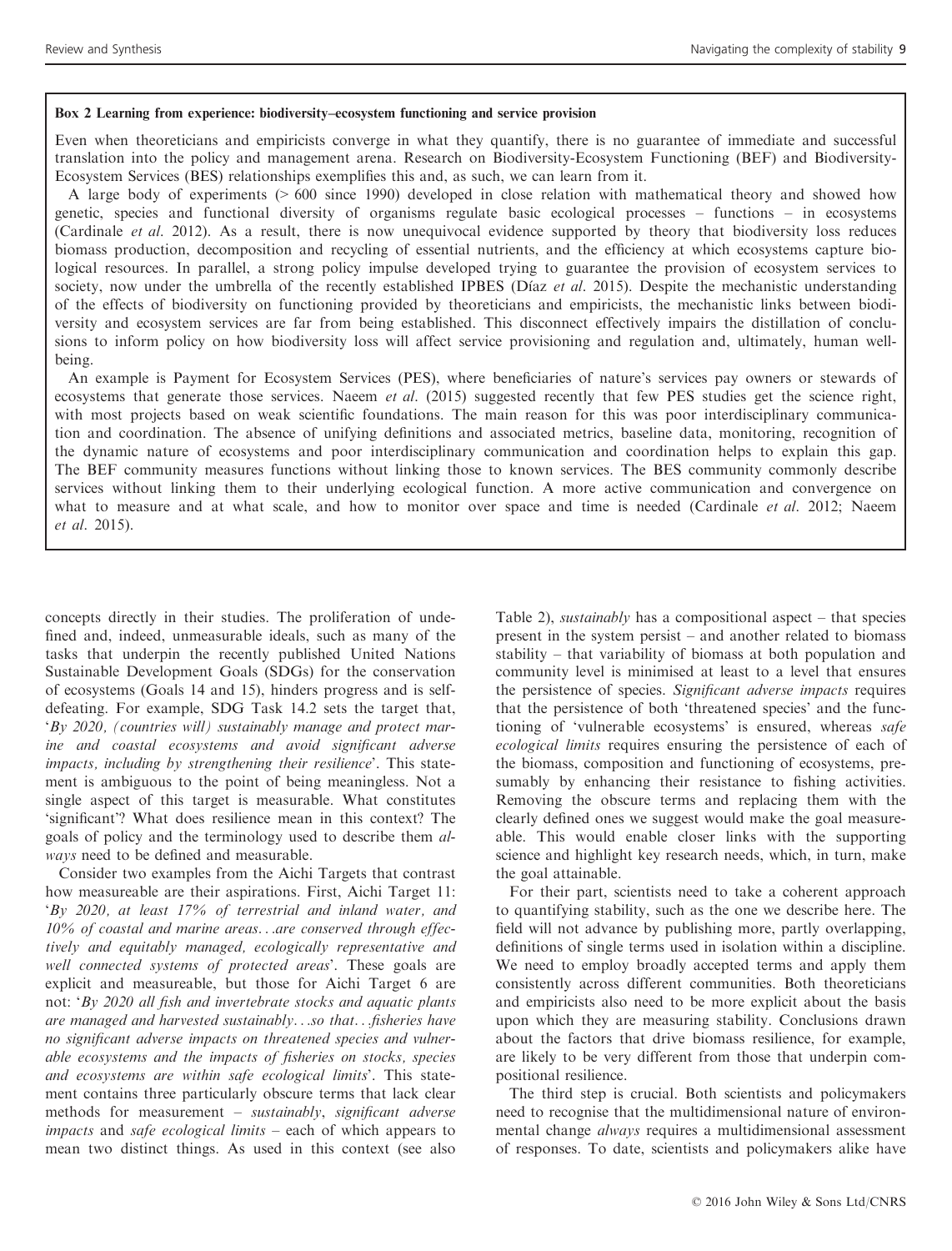**Box 2 Learning from experience: biodiversity–ecosystem functioning and service provision**

Even when theoreticians and empiricists converge in what they quantify, there is no guarantee of immediate and successful translation into the policy and management arena. Research on Biodiversity-Ecosystem Functioning (BEF) and Biodiversity-Ecosystem Services (BES) relationships exemplifies this and, as such, we can learn from it.

A large body of experiments (> 600 since 1990) developed in close relation with mathematical theory and showed how genetic, species and functional diversity of organisms regulate basic ecological processes – functions – in ecosystems (Cardinale *et al.* 2012). As a result, there is now unequivocal evidence supported by theory that biodiversity loss reduces biomass production, decomposition and recycling of essential nutrients, and the efficiency at which ecosystems capture biological resources. In parallel, a strong policy impulse developed trying to guarantee the provision of ecosystem services to society, now under the umbrella of the recently established IPBES (Díaz *et al.* 2015). Despite the mechanistic understanding of the effects of biodiversity on functioning provided by theoreticians and empiricists, the mechanistic links between biodiversity and ecosystem services are far from being established. This disconnect effectively impairs the distillation of conclusions to inform policy on how biodiversity loss will affect service provisioning and regulation and, ultimately, human well-being.

An example is Payment for Ecosystem Services (PES), where beneficiaries of nature's services pay owners or stewards of ecosystems that generate those services. Naeem *et al.* (2015) suggested recently that few PES studies get the science right, with most projects based on weak scientific foundations. The main reason for this was poor interdisciplinary communication and coordination. The absence of unifying definitions and associated metrics, baseline data, monitoring, recognition of the dynamic nature of ecosystems and poor interdisciplinary communication and coordination helps to explain this gap. The BEF community measures functions without linking those to known services. The BES community commonly describe services without linking them to their underlying ecological function. A more active communication and convergence on what to measure and at what scale, and how to monitor over space and time is needed (Cardinale *et al.* 2012; Naeem *et al.* 2015).

concepts directly in their studies. The proliferation of undefined and, indeed, unmeasurable ideals, such as many of the tasks that underpin the recently published United Nations Sustainable Development Goals (SDGs) for the conservation of ecosystems (Goals 14 and 15), hinders progress and is self-defeating. For example, SDG Task 14.2 sets the target that, '*By 2020, (countries will) sustainably manage and protect marine and coastal ecosystems and avoid significant adverse impacts, including by strengthening their resilience*'. This statement is ambiguous to the point of being meaningless. Not a single aspect of this target is measurable. What constitutes 'significant'? What does resilience mean in this context? The goals of policy and the terminology used to describe them *always* need to be defined and measurable.

Consider two examples from the Aichi Targets that contrast how measureable are their aspirations. First, Aichi Target 11: '*By 2020, at least 17% of terrestrial and inland water, and 10% of coastal and marine areas…are conserved through effectively and equitably managed, ecologically representative and well connected systems of protected areas*'. These goals are explicit and measureable, but those for Aichi Target 6 are not: '*By 2020 all fish and invertebrate stocks and aquatic plants are managed and harvested sustainably…so that…fisheries have no significant adverse impacts on threatened species and vulnerable ecosystems and the impacts of fisheries on stocks, species and ecosystems are within safe ecological limits*'. This statement contains three particularly obscure terms that lack clear methods for measurement – *sustainably*, *significant adverse impacts* and *safe ecological limits* – each of which appears to mean two distinct things. As used in this context (see also Table 2), *sustainably* has a compositional aspect – that species present in the system persist – and another related to biomass stability – that variability of biomass at both population and community level is minimised at least to a level that ensures the persistence of species. *Significant adverse impacts* requires that the persistence of both 'threatened species' and the functioning of 'vulnerable ecosystems' is ensured, whereas *safe ecological limits* requires ensuring the persistence of each of the biomass, composition and functioning of ecosystems, presumably by enhancing their resistance to fishing activities. Removing the obscure terms and replacing them with the clearly defined ones we suggest would make the goal measureable. This would enable closer links with the supporting science and highlight key research needs, which, in turn, make the goal attainable.

For their part, scientists need to take a coherent approach to quantifying stability, such as the one we describe here. The field will not advance by publishing more, partly overlapping, definitions of single terms used in isolation within a discipline. We need to employ broadly accepted terms and apply them consistently across different communities. Both theoreticians and empiricists also need to be more explicit about the basis upon which they are measuring stability. Conclusions drawn about the factors that drive biomass resilience, for example, are likely to be very different from those that underpin compositional resilience.

The third step is crucial. Both scientists and policymakers need to recognise that the multidimensional nature of environmental change *always* requires a multidimensional assessment of responses. To date, scientists and policymakers alike have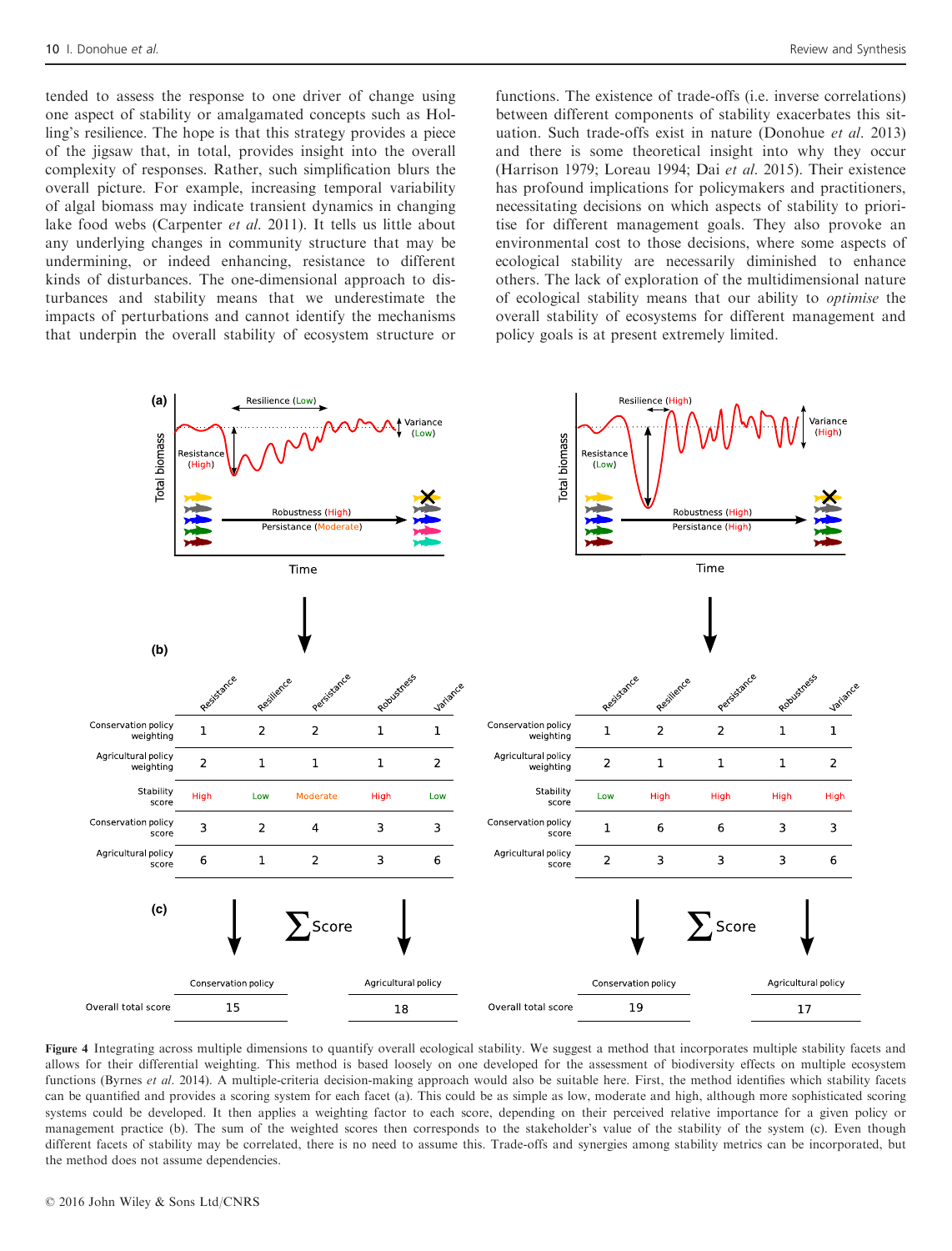tended to assess the response to one driver of change using one aspect of stability or amalgamated concepts such as Holling's resilience. The hope is that this strategy provides a piece of the jigsaw that, in total, provides insight into the overall complexity of responses. Rather, such simplification blurs the overall picture. For example, increasing temporal variability of algal biomass may indicate transient dynamics in changing lake food webs (Carpenter *et al.* 2011). It tells us little about any underlying changes in community structure that may be undermining, or indeed enhancing, resistance to different kinds of disturbances. The one-dimensional approach to disturbances and stability means that we underestimate the impacts of perturbations and cannot identify the mechanisms that underpin the overall stability of ecosystem structure or functions. The existence of trade-offs (i.e. inverse correlations) between different components of stability exacerbates this situation. Such trade-offs exist in nature (Donohue *et al.* 2013) and there is some theoretical insight into why they occur (Harrison 1979; Loreau 1994; Dai *et al.* 2015). Their existence has profound implications for policymakers and practitioners, necessitating decisions on which aspects of stability to prioritise for different management goals. They also provoke an environmental cost to those decisions, where some aspects of ecological stability are necessarily diminished to enhance others. The lack of exploration of the multidimensional nature of ecological stability means that our ability to *optimise* the overall stability of ecosystems for different management and policy goals is at present extremely limited.

**(b)** Left scenario:

| | Resistance | Resilience | Persistance | Robustness | Variance |
|---|---|---|---|---|---|
| Conservation policy weighting | 1 | 2 | 2 | 1 | 1 |
| Agricultural policy weighting | 2 | 1 | 1 | 1 | 2 |
| Stability score | High | Low | Moderate | High | Low |
| Conservation policy score | 3 | 2 | 4 | 3 | 3 |
| Agricultural policy score | 6 | 1 | 2 | 3 | 6 |

**(c)** ∑ Score

| | Conservation policy | Agricultural policy |
|---|---|---|
| Overall total score | 15 | 18 |

**(b)** Right scenario:

| | Resistance | Resilience | Persistance | Robustness | Variance |
|---|---|---|---|---|---|
| Conservation policy weighting | 1 | 2 | 2 | 1 | 1 |
| Agricultural policy weighting | 2 | 1 | 1 | 1 | 2 |
| Stability score | Low | High | High | High | High |
| Conservation policy score | 1 | 6 | 6 | 3 | 3 |
| Agricultural policy score | 2 | 3 | 3 | 3 | 6 |

**(c)** ∑ Score

| | Conservation policy | Agricultural policy |
|---|---|---|
| Overall total score | 19 | 17 |

**Figure 4** Integrating across multiple dimensions to quantify overall ecological stability. We suggest a method that incorporates multiple stability facets and allows for their differential weighting. This method is based loosely on one developed for the assessment of biodiversity effects on multiple ecosystem functions (Byrnes *et al.* 2014). A multiple-criteria decision-making approach would also be suitable here. First, the method identifies which stability facets can be quantified and provides a scoring system for each facet (a). This could be as simple as low, moderate and high, although more sophisticated scoring systems could be developed. It then applies a weighting factor to each score, depending on their perceived relative importance for a given policy or management practice (b). The sum of the weighted scores then corresponds to the stakeholder's value of the stability of the system (c). Even though different facets of stability may be correlated, there is no need to assume this. Trade-offs and synergies among stability metrics can be incorporated, but the method does not assume dependencies.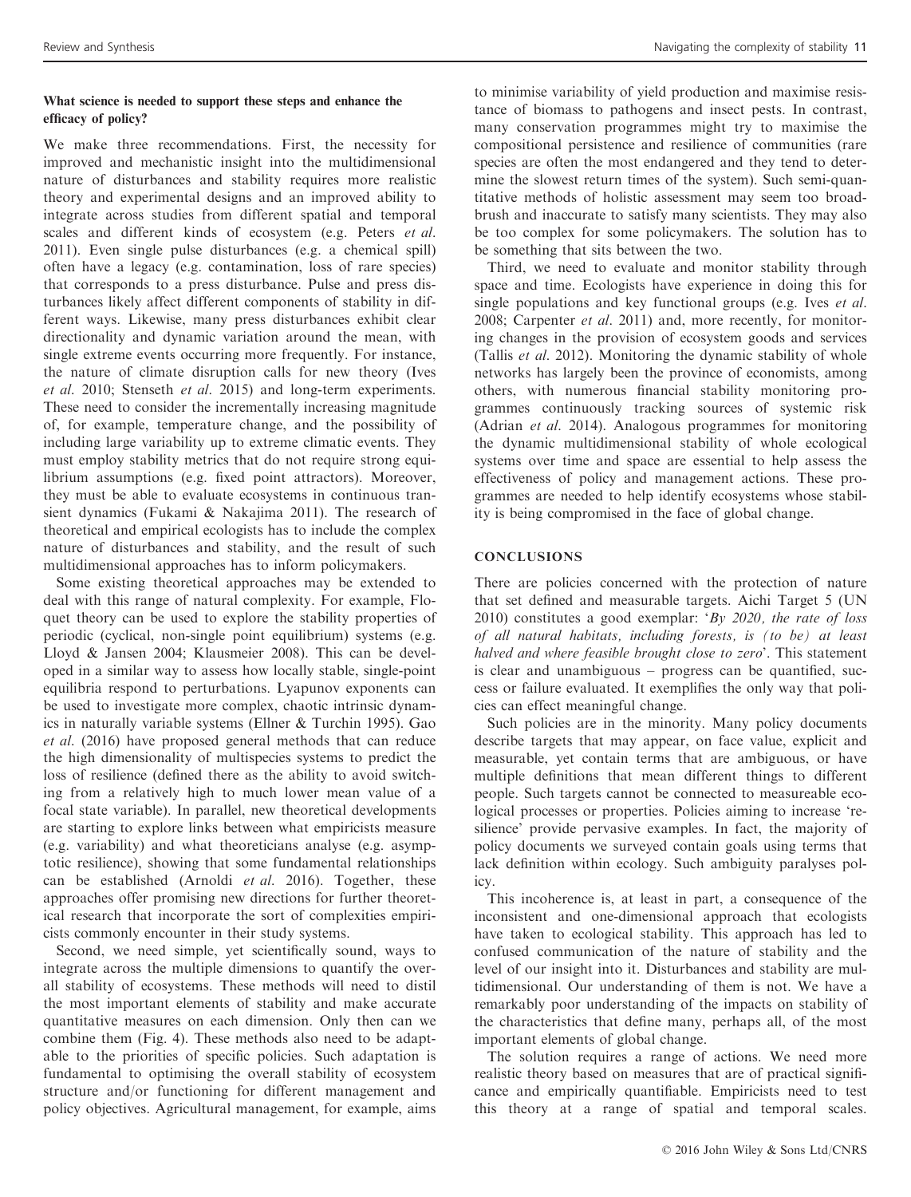### What science is needed to support these steps and enhance the efficacy of policy?

We make three recommendations. First, the necessity for improved and mechanistic insight into the multidimensional nature of disturbances and stability requires more realistic theory and experimental designs and an improved ability to integrate across studies from different spatial and temporal scales and different kinds of ecosystem (e.g. Peters *et al.* 2011). Even single pulse disturbances (e.g. a chemical spill) often have a legacy (e.g. contamination, loss of rare species) that corresponds to a press disturbance. Pulse and press disturbances likely affect different components of stability in different ways. Likewise, many press disturbances exhibit clear directionality and dynamic variation around the mean, with single extreme events occurring more frequently. For instance, the nature of climate disruption calls for new theory (Ives *et al.* 2010; Stenseth *et al.* 2015) and long-term experiments. These need to consider the incrementally increasing magnitude of, for example, temperature change, and the possibility of including large variability up to extreme climatic events. They must employ stability metrics that do not require strong equilibrium assumptions (e.g. fixed point attractors). Moreover, they must be able to evaluate ecosystems in continuous transient dynamics (Fukami & Nakajima 2011). The research of theoretical and empirical ecologists has to include the complex nature of disturbances and stability, and the result of such multidimensional approaches has to inform policymakers.

Some existing theoretical approaches may be extended to deal with this range of natural complexity. For example, Floquet theory can be used to explore the stability properties of periodic (cyclical, non-single point equilibrium) systems (e.g. Lloyd & Jansen 2004; Klausmeier 2008). This can be developed in a similar way to assess how locally stable, single-point equilibria respond to perturbations. Lyapunov exponents can be used to investigate more complex, chaotic intrinsic dynamics in naturally variable systems (Ellner & Turchin 1995). Gao *et al.* (2016) have proposed general methods that can reduce the high dimensionality of multispecies systems to predict the loss of resilience (defined there as the ability to avoid switching from a relatively high to much lower mean value of a focal state variable). In parallel, new theoretical developments are starting to explore links between what empiricists measure (e.g. variability) and what theoreticians analyse (e.g. asymptotic resilience), showing that some fundamental relationships can be established (Arnoldi *et al.* 2016). Together, these approaches offer promising new directions for further theoretical research that incorporate the sort of complexities empiricists commonly encounter in their study systems.

Second, we need simple, yet scientifically sound, ways to integrate across the multiple dimensions to quantify the overall stability of ecosystems. These methods will need to distil the most important elements of stability and make accurate quantitative measures on each dimension. Only then can we combine them (Fig. 4). These methods also need to be adaptable to the priorities of specific policies. Such adaptation is fundamental to optimising the overall stability of ecosystem structure and/or functioning for different management and policy objectives. Agricultural management, for example, aims to minimise variability of yield production and maximise resistance of biomass to pathogens and insect pests. In contrast, many conservation programmes might try to maximise the compositional persistence and resilience of communities (rare species are often the most endangered and they tend to determine the slowest return times of the system). Such semi-quantitative methods of holistic assessment may seem too broad-brush and inaccurate to satisfy many scientists. They may also be too complex for some policymakers. The solution has to be something that sits between the two.

Third, we need to evaluate and monitor stability through space and time. Ecologists have experience in doing this for single populations and key functional groups (e.g. Ives *et al.* 2008; Carpenter *et al.* 2011) and, more recently, for monitoring changes in the provision of ecosystem goods and services (Tallis *et al.* 2012). Monitoring the dynamic stability of whole networks has largely been the province of economists, among others, with numerous financial stability monitoring programmes continuously tracking sources of systemic risk (Adrian *et al.* 2014). Analogous programmes for monitoring the dynamic multidimensional stability of whole ecological systems over time and space are essential to help assess the effectiveness of policy and management actions. These programmes are needed to help identify ecosystems whose stability is being compromised in the face of global change.

## CONCLUSIONS

There are policies concerned with the protection of nature that set defined and measurable targets. Aichi Target 5 (UN 2010) constitutes a good exemplar: '*By 2020, the rate of loss of all natural habitats, including forests, is (to be) at least halved and where feasible brought close to zero*'. This statement is clear and unambiguous – progress can be quantified, success or failure evaluated. It exemplifies the only way that policies can effect meaningful change.

Such policies are in the minority. Many policy documents describe targets that may appear, on face value, explicit and measurable, yet contain terms that are ambiguous, or have multiple definitions that mean different things to different people. Such targets cannot be connected to measureable ecological processes or properties. Policies aiming to increase 'resilience' provide pervasive examples. In fact, the majority of policy documents we surveyed contain goals using terms that lack definition within ecology. Such ambiguity paralyses policy.

This incoherence is, at least in part, a consequence of the inconsistent and one-dimensional approach that ecologists have taken to ecological stability. This approach has led to confused communication of the nature of stability and the level of our insight into it. Disturbances and stability are multidimensional. Our understanding of them is not. We have a remarkably poor understanding of the impacts on stability of the characteristics that define many, perhaps all, of the most important elements of global change.

The solution requires a range of actions. We need more realistic theory based on measures that are of practical significance and empirically quantifiable. Empiricists need to test this theory at a range of spatial and temporal scales.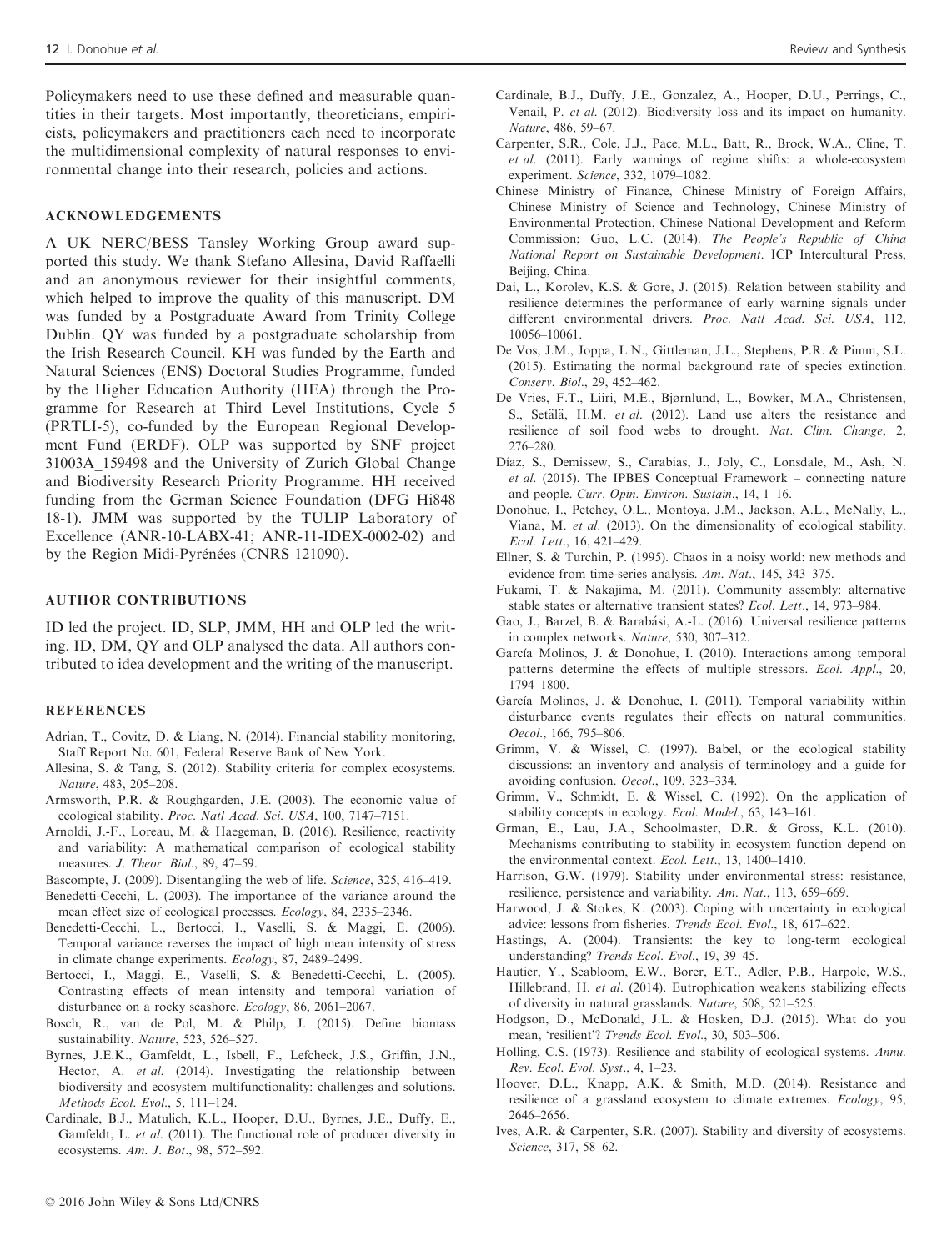Policymakers need to use these defined and measurable quantities in their targets. Most importantly, theoreticians, empiricists, policymakers and practitioners each need to incorporate the multidimensional complexity of natural responses to environmental change into their research, policies and actions.

## ACKNOWLEDGEMENTS

A UK NERC/BESS Tansley Working Group award supported this study. We thank Stefano Allesina, David Raffaelli and an anonymous reviewer for their insightful comments, which helped to improve the quality of this manuscript. DM was funded by a Postgraduate Award from Trinity College Dublin. QY was funded by a postgraduate scholarship from the Irish Research Council. KH was funded by the Earth and Natural Sciences (ENS) Doctoral Studies Programme, funded by the Higher Education Authority (HEA) through the Programme for Research at Third Level Institutions, Cycle 5 (PRTLI-5), co-funded by the European Regional Development Fund (ERDF). OLP was supported by SNF project 31003A_159498 and the University of Zurich Global Change and Biodiversity Research Priority Programme. HH received funding from the German Science Foundation (DFG Hi848 18-1). JMM was supported by the TULIP Laboratory of Excellence (ANR-10-LABX-41; ANR-11-IDEX-0002-02) and by the Region Midi-Pyrénées (CNRS 121090).

## AUTHOR CONTRIBUTIONS

ID led the project. ID, SLP, JMM, HH and OLP led the writing. ID, DM, QY and OLP analysed the data. All authors contributed to idea development and the writing of the manuscript.

## REFERENCES

Adrian, T., Covitz, D. & Liang, N. (2014). Financial stability monitoring, Staff Report No. 601, Federal Reserve Bank of New York.

Allesina, S. & Tang, S. (2012). Stability criteria for complex ecosystems. *Nature*, 483, 205–208.

Armsworth, P.R. & Roughgarden, J.E. (2003). The economic value of ecological stability. *Proc. Natl Acad. Sci. USA*, 100, 7147–7151.

Arnoldi, J.-F., Loreau, M. & Haegeman, B. (2016). Resilience, reactivity and variability: A mathematical comparison of ecological stability measures. *J. Theor. Biol*., 89, 47–59.

Bascompte, J. (2009). Disentangling the web of life. *Science*, 325, 416–419.

Benedetti-Cecchi, L. (2003). The importance of the variance around the mean effect size of ecological processes. *Ecology*, 84, 2335–2346.

Benedetti-Cecchi, L., Bertocci, I., Vaselli, S. & Maggi, E. (2006). Temporal variance reverses the impact of high mean intensity of stress in climate change experiments. *Ecology*, 87, 2489–2499.

Bertocci, I., Maggi, E., Vaselli, S. & Benedetti-Cecchi, L. (2005). Contrasting effects of mean intensity and temporal variation of disturbance on a rocky seashore. *Ecology*, 86, 2061–2067.

Bosch, R., van de Pol, M. & Philp, J. (2015). Define biomass sustainability. *Nature*, 523, 526–527.

Byrnes, J.E.K., Gamfeldt, L., Isbell, F., Lefcheck, J.S., Griffin, J.N., Hector, A. *et al.* (2014). Investigating the relationship between biodiversity and ecosystem multifunctionality: challenges and solutions. *Methods Ecol. Evol*., 5, 111–124.

Cardinale, B.J., Matulich, K.L., Hooper, D.U., Byrnes, J.E., Duffy, E., Gamfeldt, L. *et al.* (2011). The functional role of producer diversity in ecosystems. *Am. J. Bot*., 98, 572–592.

Cardinale, B.J., Duffy, J.E., Gonzalez, A., Hooper, D.U., Perrings, C., Venail, P. *et al.* (2012). Biodiversity loss and its impact on humanity. *Nature*, 486, 59–67.

Carpenter, S.R., Cole, J.J., Pace, M.L., Batt, R., Brock, W.A., Cline, T. *et al.* (2011). Early warnings of regime shifts: a whole-ecosystem experiment. *Science*, 332, 1079–1082.

Chinese Ministry of Finance, Chinese Ministry of Foreign Affairs, Chinese Ministry of Science and Technology, Chinese Ministry of Environmental Protection, Chinese National Development and Reform Commission; Guo, L.C. (2014). *The People's Republic of China National Report on Sustainable Development*. ICP Intercultural Press, Beijing, China.

Dai, L., Korolev, K.S. & Gore, J. (2015). Relation between stability and resilience determines the performance of early warning signals under different environmental drivers. *Proc. Natl Acad. Sci. USA*, 112, 10056–10061.

De Vos, J.M., Joppa, L.N., Gittleman, J.L., Stephens, P.R. & Pimm, S.L. (2015). Estimating the normal background rate of species extinction. *Conserv. Biol*., 29, 452–462.

De Vries, F.T., Liiri, M.E., Bjørnlund, L., Bowker, M.A., Christensen, S., Setälä, H.M. *et al.* (2012). Land use alters the resistance and resilience of soil food webs to drought. *Nat. Clim. Change*, 2, 276–280.

Díaz, S., Demissew, S., Carabias, J., Joly, C., Lonsdale, M., Ash, N. *et al.* (2015). The IPBES Conceptual Framework – connecting nature and people. *Curr. Opin. Environ. Sustain*., 14, 1–16.

Donohue, I., Petchey, O.L., Montoya, J.M., Jackson, A.L., McNally, L., Viana, M. *et al.* (2013). On the dimensionality of ecological stability. *Ecol. Lett*., 16, 421–429.

Ellner, S. & Turchin, P. (1995). Chaos in a noisy world: new methods and evidence from time-series analysis. *Am. Nat*., 145, 343–375.

Fukami, T. & Nakajima, M. (2011). Community assembly: alternative stable states or alternative transient states? *Ecol. Lett*., 14, 973–984.

Gao, J., Barzel, B. & Barabási, A.-L. (2016). Universal resilience patterns in complex networks. *Nature*, 530, 307–312.

García Molinos, J. & Donohue, I. (2010). Interactions among temporal patterns determine the effects of multiple stressors. *Ecol. Appl*., 20, 1794–1800.

García Molinos, J. & Donohue, I. (2011). Temporal variability within disturbance events regulates their effects on natural communities. *Oecol*., 166, 795–806.

Grimm, V. & Wissel, C. (1997). Babel, or the ecological stability discussions: an inventory and analysis of terminology and a guide for avoiding confusion. *Oecol*., 109, 323–334.

Grimm, V., Schmidt, E. & Wissel, C. (1992). On the application of stability concepts in ecology. *Ecol. Model*., 63, 143–161.

Grman, E., Lau, J.A., Schoolmaster, D.R. & Gross, K.L. (2010). Mechanisms contributing to stability in ecosystem function depend on the environmental context. *Ecol. Lett*., 13, 1400–1410.

Harrison, G.W. (1979). Stability under environmental stress: resistance, resilience, persistence and variability. *Am. Nat*., 113, 659–669.

Harwood, J. & Stokes, K. (2003). Coping with uncertainty in ecological advice: lessons from fisheries. *Trends Ecol. Evol*., 18, 617–622.

Hastings, A. (2004). Transients: the key to long-term ecological understanding? *Trends Ecol. Evol*., 19, 39–45.

Hautier, Y., Seabloom, E.W., Borer, E.T., Adler, P.B., Harpole, W.S., Hillebrand, H. *et al.* (2014). Eutrophication weakens stabilizing effects of diversity in natural grasslands. *Nature*, 508, 521–525.

Hodgson, D., McDonald, J.L. & Hosken, D.J. (2015). What do you mean, 'resilient'? *Trends Ecol. Evol*., 30, 503–506.

Holling, C.S. (1973). Resilience and stability of ecological systems. *Annu. Rev. Ecol. Evol. Syst*., 4, 1–23.

Hoover, D.L., Knapp, A.K. & Smith, M.D. (2014). Resistance and resilience of a grassland ecosystem to climate extremes. *Ecology*, 95, 2646–2656.

Ives, A.R. & Carpenter, S.R. (2007). Stability and diversity of ecosystems. *Science*, 317, 58–62.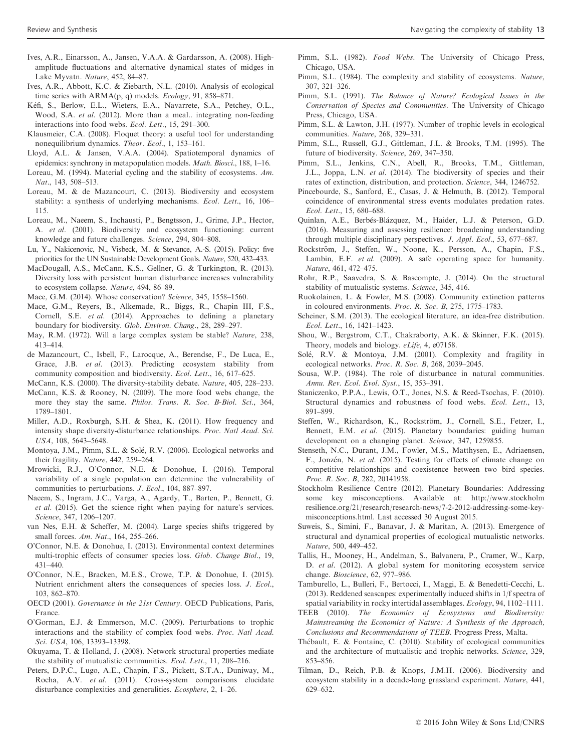Ives, A.R., Einarsson, A., Jansen, V.A.A. & Gardarsson, A. (2008). High-amplitude fluctuations and alternative dynamical states of midges in Lake Myvatn. *Nature*, 452, 84–87.

Ives, A.R., Abbott, K.C. & Ziebarth, N.L. (2010). Analysis of ecological time series with ARMA(p, q) models. *Ecology*, 91, 858–871.

Kéfi, S., Berlow, E.L., Wieters, E.A., Navarrete, S.A., Petchey, O.L., Wood, S.A. *et al*. (2012). More than a meal.. integrating non-feeding interactions into food webs. *Ecol. Lett.*, 15, 291–300.

Klausmeier, C.A. (2008). Floquet theory: a useful tool for understanding nonequilibrium dynamics. *Theor. Ecol.*, 1, 153–161.

Lloyd, A.L. & Jansen, V.A.A. (2004). Spatiotemporal dynamics of epidemics: synchrony in metapopulation models. *Math. Biosci.*, 188, 1–16.

Loreau, M. (1994). Material cycling and the stability of ecosystems. *Am. Nat.*, 143, 508–513.

Loreau, M. & de Mazancourt, C. (2013). Biodiversity and ecosystem stability: a synthesis of underlying mechanisms. *Ecol. Lett.*, 16, 106–115.

Loreau, M., Naeem, S., Inchausti, P., Bengtsson, J., Grime, J.P., Hector, A. *et al*. (2001). Biodiversity and ecosystem functioning: current knowledge and future challenges. *Science*, 294, 804–808.

Lu, Y., Nakicenovic, N., Visbeck, M. & Stevance, A.-S. (2015). Policy: five priorities for the UN Sustainable Development Goals. *Nature*, 520, 432–433.

MacDougall, A.S., McCann, K.S., Gellner, G. & Turkington, R. (2013). Diversity loss with persistent human disturbance increases vulnerability to ecosystem collapse. *Nature*, 494, 86–89.

Mace, G.M. (2014). Whose conservation? *Science*, 345, 1558–1560.

Mace, G.M., Reyers, B., Alkemade, R., Biggs, R., Chapin III, F.S., Cornell, S.E. *et al*. (2014). Approaches to defining a planetary boundary for biodiversity. *Glob. Environ. Chang.*, 28, 289–297.

May, R.M. (1972). Will a large complex system be stable? *Nature*, 238, 413–414.

de Mazancourt, C., Isbell, F., Larocque, A., Berendse, F., De Luca, E., Grace, J.B. *et al*. (2013). Predicting ecosystem stability from community composition and biodiversity. *Ecol. Lett.*, 16, 617–625.

McCann, K.S. (2000). The diversity-stability debate. *Nature*, 405, 228–233.

McCann, K.S. & Rooney, N. (2009). The more food webs change, the more they stay the same. *Philos. Trans. R. Soc. B-Biol. Sci.*, 364, 1789–1801.

Miller, A.D., Roxburgh, S.H. & Shea, K. (2011). How frequency and intensity shape diversity-disturbance relationships. *Proc. Natl Acad. Sci. USA*, 108, 5643–5648.

Montoya, J.M., Pimm, S.L. & Solé, R.V. (2006). Ecological networks and their fragility. *Nature*, 442, 259–264.

Mrowicki, R.J., O'Connor, N.E. & Donohue, I. (2016). Temporal variability of a single population can determine the vulnerability of communities to perturbations. *J. Ecol.*, 104, 887–897.

Naeem, S., Ingram, J.C., Varga, A., Agardy, T., Barten, P., Bennett, G. *et al*. (2015). Get the science right when paying for nature's services. *Science*, 347, 1206–1207.

van Nes, E.H. & Scheffer, M. (2004). Large species shifts triggered by small forces. *Am. Nat.*, 164, 255–266.

O'Connor, N.E. & Donohue, I. (2013). Environmental context determines multi-trophic effects of consumer species loss. *Glob. Change Biol.*, 19, 431–440.

O'Connor, N.E., Bracken, M.E.S., Crowe, T.P. & Donohue, I. (2015). Nutrient enrichment alters the consequences of species loss. *J. Ecol.*, 103, 862–870.

OECD (2001). *Governance in the 21st Century*. OECD Publications, Paris, France.

O'Gorman, E.J. & Emmerson, M.C. (2009). Perturbations to trophic interactions and the stability of complex food webs. *Proc. Natl Acad. Sci. USA*, 106, 13393–13398.

Okuyama, T. & Holland, J. (2008). Network structural properties mediate the stability of mutualistic communities. *Ecol. Lett.*, 11, 208–216.

Peters, D.P.C., Lugo, A.E., Chapin, F.S., Pickett, S.T.A., Duniway, M., Rocha, A.V. *et al*. (2011). Cross-system comparisons elucidate disturbance complexities and generalities. *Ecosphere*, 2, 1–26.

Pimm, S.L. (1982). *Food Webs*. The University of Chicago Press, Chicago, USA.

Pimm, S.L. (1984). The complexity and stability of ecosystems. *Nature*, 307, 321–326.

Pimm, S.L. (1991). *The Balance of Nature? Ecological Issues in the Conservation of Species and Communities*. The University of Chicago Press, Chicago, USA.

Pimm, S.L. & Lawton, J.H. (1977). Number of trophic levels in ecological communities. *Nature*, 268, 329–331.

Pimm, S.L., Russell, G.J., Gittleman, J.L. & Brooks, T.M. (1995). The future of biodiversity. *Science*, 269, 347–350.

Pimm, S.L., Jenkins, C.N., Abell, R., Brooks, T.M., Gittleman, J.L., Joppa, L.N. *et al*. (2014). The biodiversity of species and their rates of extinction, distribution, and protection. *Science*, 344, 1246752.

Pincebourde, S., Sanford, E., Casas, J. & Helmuth, B. (2012). Temporal coincidence of environmental stress events modulates predation rates. *Ecol. Lett.*, 15, 680–688.

Quinlan, A.E., Berbés-Blázquez, M., Haider, L.J. & Peterson, G.D. (2016). Measuring and assessing resilience: broadening understanding through multiple disciplinary perspectives. *J. Appl. Ecol.*, 53, 677–687.

Rockström, J., Steffen, W., Noone, K., Persson, A., Chapin, F.S., Lambin, E.F. *et al*. (2009). A safe operating space for humanity. *Nature*, 461, 472–475.

Rohr, R.P., Saavedra, S. & Bascompte, J. (2014). On the structural stability of mutualistic systems. *Science*, 345, 416.

Ruokolainen, L. & Fowler, M.S. (2008). Community extinction patterns in coloured environments. *Proc. R. Soc. B*, 275, 1775–1783.

Scheiner, S.M. (2013). The ecological literature, an idea-free distribution. *Ecol. Lett.*, 16, 1421–1423.

Shou, W., Bergstrom, C.T., Chakraborty, A.K. & Skinner, F.K. (2015). Theory, models and biology. *eLife*, 4, e07158.

Solé, R.V. & Montoya, J.M. (2001). Complexity and fragility in ecological networks. *Proc. R. Soc. B*, 268, 2039–2045.

Sousa, W.P. (1984). The role of disturbance in natural communities. *Annu. Rev. Ecol. Evol. Syst.*, 15, 353–391.

Staniczenko, P.P.A., Lewis, O.T., Jones, N.S. & Reed-Tsochas, F. (2010). Structural dynamics and robustness of food webs. *Ecol. Lett.*, 13, 891–899.

Steffen, W., Richardson, K., Rockström, J., Cornell, S.E., Fetzer, I., Bennett, E.M. *et al*. (2015). Planetary boundaries: guiding human development on a changing planet. *Science*, 347, 1259855.

Stenseth, N.C., Durant, J.M., Fowler, M.S., Matthysen, E., Adriaensen, F., Jonzén, N. *et al*. (2015). Testing for effects of climate change on competitive relationships and coexistence between two bird species. *Proc. R. Soc. B*, 282, 20141958.

Stockholm Resilience Centre (2012). Planetary Boundaries: Addressing some key misconceptions. Available at: http://www.stockholmresilience.org/21/research/research-news/7-2-2012-addressing-some-key-misconceptions.html. Last accessed 30 August 2015.

Suweis, S., Simini, F., Banavar, J. & Maritan, A. (2013). Emergence of structural and dynamical properties of ecological mutualistic networks. *Nature*, 500, 449–452.

Tallis, H., Mooney, H., Andelman, S., Balvanera, P., Cramer, W., Karp, D. *et al*. (2012). A global system for monitoring ecosystem service change. *Bioscience*, 62, 977–986.

Tamburello, L., Bulleri, F., Bertocci, I., Maggi, E. & Benedetti-Cecchi, L. (2013). Reddened seascapes: experimentally induced shifts in 1/f spectra of spatial variability in rocky intertidal assemblages. *Ecology*, 94, 1102–1111.

TEEB (2010). *The Economics of Ecosystems and Biodiversity: Mainstreaming the Economics of Nature: A Synthesis of the Approach, Conclusions and Recommendations of TEEB*. Progress Press, Malta.

Thébault, E. & Fontaine, C. (2010). Stability of ecological communities and the architecture of mutualistic and trophic networks. *Science*, 329, 853–856.

Tilman, D., Reich, P.B. & Knops, J.M.H. (2006). Biodiversity and ecosystem stability in a decade-long grassland experiment. *Nature*, 441, 629–632.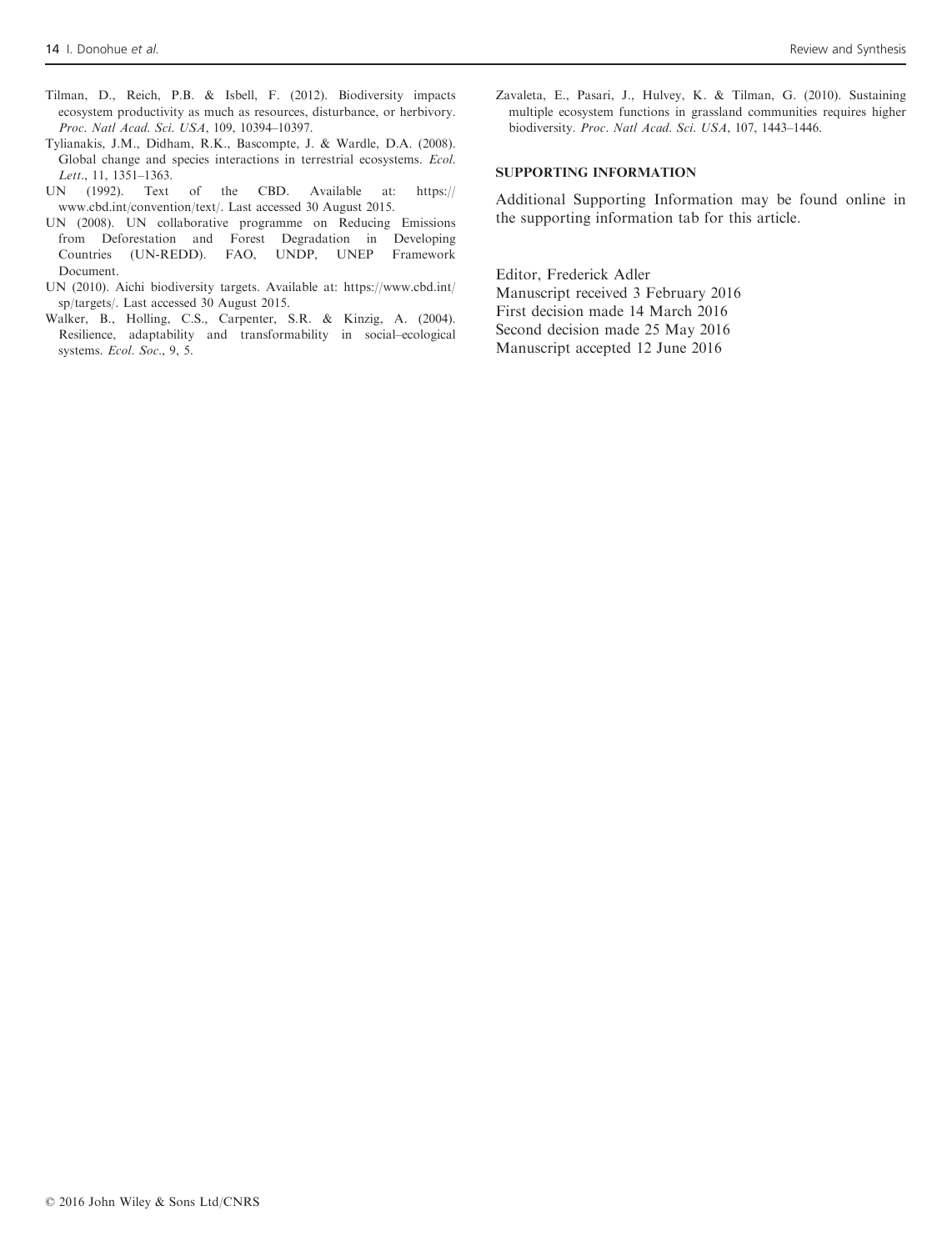Tilman, D., Reich, P.B. & Isbell, F. (2012). Biodiversity impacts ecosystem productivity as much as resources, disturbance, or herbivory. *Proc. Natl Acad. Sci. USA*, 109, 10394–10397.

Tylianakis, J.M., Didham, R.K., Bascompte, J. & Wardle, D.A. (2008). Global change and species interactions in terrestrial ecosystems. *Ecol. Lett.*, 11, 1351–1363.

UN (1992). Text of the CBD. Available at: https://www.cbd.int/convention/text/. Last accessed 30 August 2015.

UN (2008). UN collaborative programme on Reducing Emissions from Deforestation and Forest Degradation in Developing Countries (UN-REDD). FAO, UNDP, UNEP Framework Document.

UN (2010). Aichi biodiversity targets. Available at: https://www.cbd.int/sp/targets/. Last accessed 30 August 2015.

Walker, B., Holling, C.S., Carpenter, S.R. & Kinzig, A. (2004). Resilience, adaptability and transformability in social–ecological systems. *Ecol. Soc.*, 9, 5.

Zavaleta, E., Pasari, J., Hulvey, K. & Tilman, G. (2010). Sustaining multiple ecosystem functions in grassland communities requires higher biodiversity. *Proc. Natl Acad. Sci. USA*, 107, 1443–1446.

## SUPPORTING INFORMATION

Additional Supporting Information may be found online in the supporting information tab for this article.

Editor, Frederick Adler
Manuscript received 3 February 2016
First decision made 14 March 2016
Second decision made 25 May 2016
Manuscript accepted 12 June 2016

© 2016 John Wiley & Sons Ltd/CNRS